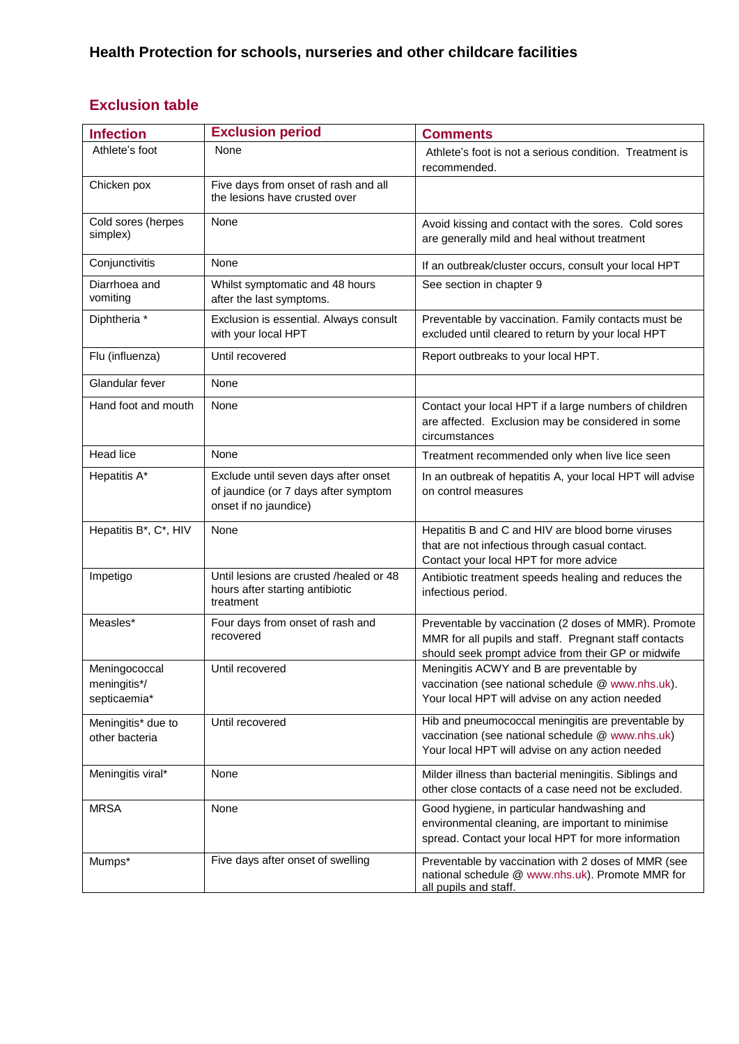# Health Protection for schools, nurseries and other childcare facilities

## Exclusion table

| Infection | Exclusion period | Comments |
|---|---|---|
| Athlete's foot | None | Athlete's foot is not a serious condition. Treatment is recommended. |
| Chicken pox | Five days from onset of rash and all the lesions have crusted over | |
| Cold sores (herpes simplex) | None | Avoid kissing and contact with the sores. Cold sores are generally mild and heal without treatment |
| Conjunctivitis | None | If an outbreak/cluster occurs, consult your local HPT |
| Diarrhoea and vomiting | Whilst symptomatic and 48 hours after the last symptoms. | See section in chapter 9 |
| Diphtheria * | Exclusion is essential. Always consult with your local HPT | Preventable by vaccination. Family contacts must be excluded until cleared to return by your local HPT |
| Flu (influenza) | Until recovered | Report outbreaks to your local HPT. |
| Glandular fever | None | |
| Hand foot and mouth | None | Contact your local HPT if a large numbers of children are affected. Exclusion may be considered in some circumstances |
| Head lice | None | Treatment recommended only when live lice seen |
| Hepatitis A* | Exclude until seven days after onset of jaundice (or 7 days after symptom onset if no jaundice) | In an outbreak of hepatitis A, your local HPT will advise on control measures |
| Hepatitis B*, C*, HIV | None | Hepatitis B and C and HIV are blood borne viruses that are not infectious through casual contact. Contact your local HPT for more advice |
| Impetigo | Until lesions are crusted /healed or 48 hours after starting antibiotic treatment | Antibiotic treatment speeds healing and reduces the infectious period. |
| Measles* | Four days from onset of rash and recovered | Preventable by vaccination (2 doses of MMR). Promote MMR for all pupils and staff. Pregnant staff contacts should seek prompt advice from their GP or midwife |
| Meningococcal meningitis*/ septicaemia* | Until recovered | Meningitis ACWY and B are preventable by vaccination (see national schedule @ www.nhs.uk). Your local HPT will advise on any action needed |
| Meningitis* due to other bacteria | Until recovered | Hib and pneumococcal meningitis are preventable by vaccination (see national schedule @ www.nhs.uk) Your local HPT will advise on any action needed |
| Meningitis viral* | None | Milder illness than bacterial meningitis. Siblings and other close contacts of a case need not be excluded. |
| MRSA | None | Good hygiene, in particular handwashing and environmental cleaning, are important to minimise spread. Contact your local HPT for more information |
| Mumps* | Five days after onset of swelling | Preventable by vaccination with 2 doses of MMR (see national schedule @ www.nhs.uk). Promote MMR for all pupils and staff. |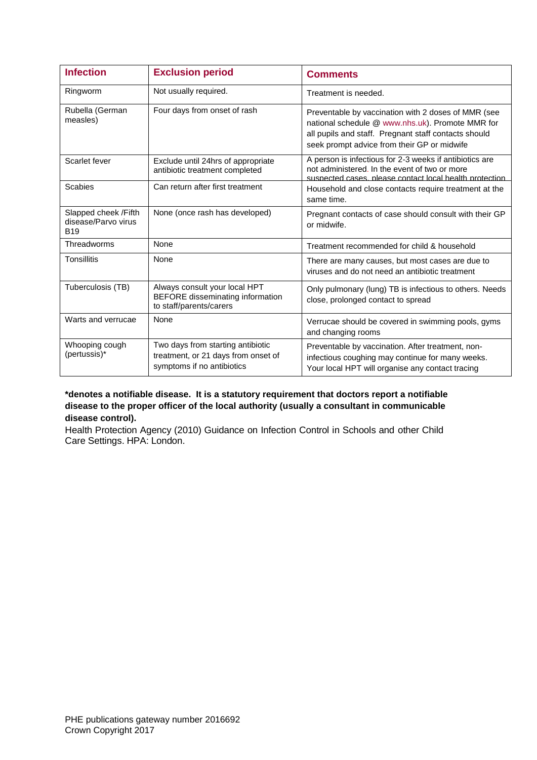| Infection | Exclusion period | Comments |
|---|---|---|
| Ringworm | Not usually required. | Treatment is needed. |
| Rubella (German measles) | Four days from onset of rash | Preventable by vaccination with 2 doses of MMR (see national schedule @ www.nhs.uk). Promote MMR for all pupils and staff. Pregnant staff contacts should seek prompt advice from their GP or midwife |
| Scarlet fever | Exclude until 24hrs of appropriate antibiotic treatment completed | A person is infectious for 2-3 weeks if antibiotics are not administered. In the event of two or more suspected cases, please contact local health protection |
| Scabies | Can return after first treatment | Household and close contacts require treatment at the same time. |
| Slapped cheek /Fifth disease/Parvo virus B19 | None (once rash has developed) | Pregnant contacts of case should consult with their GP or midwife. |
| Threadworms | None | Treatment recommended for child & household |
| Tonsillitis | None | There are many causes, but most cases are due to viruses and do not need an antibiotic treatment |
| Tuberculosis (TB) | Always consult your local HPT BEFORE disseminating information to staff/parents/carers | Only pulmonary (lung) TB is infectious to others. Needs close, prolonged contact to spread |
| Warts and verrucae | None | Verrucae should be covered in swimming pools, gyms and changing rooms |
| Whooping cough (pertussis)* | Two days from starting antibiotic treatment, or 21 days from onset of symptoms if no antibiotics | Preventable by vaccination. After treatment, non-infectious coughing may continue for many weeks. Your local HPT will organise any contact tracing |

**\*denotes a notifiable disease. It is a statutory requirement that doctors report a notifiable disease to the proper officer of the local authority (usually a consultant in communicable disease control).**

Health Protection Agency (2010) Guidance on Infection Control in Schools and other Child Care Settings. HPA: London.

PHE publications gateway number 2016692
Crown Copyright 2017